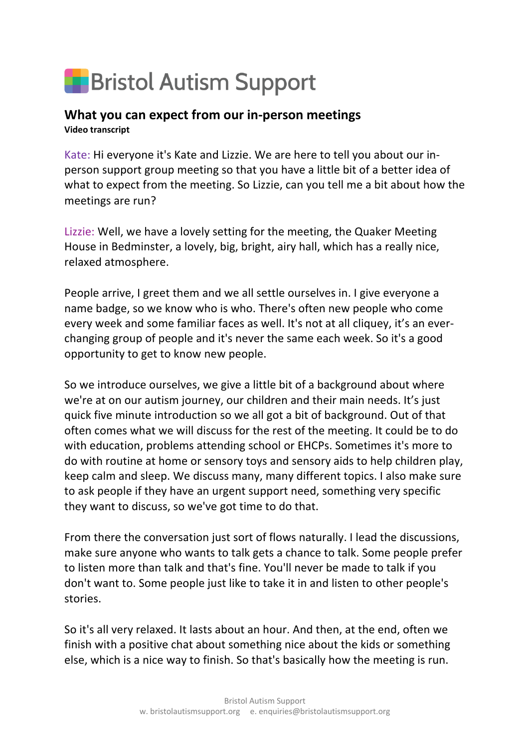# Bristol Autism Support

## What you can expect from our in-person meetings

**Video transcript**

Kate: Hi everyone it's Kate and Lizzie. We are here to tell you about our in-person support group meeting so that you have a little bit of a better idea of what to expect from the meeting. So Lizzie, can you tell me a bit about how the meetings are run?

Lizzie: Well, we have a lovely setting for the meeting, the Quaker Meeting House in Bedminster, a lovely, big, bright, airy hall, which has a really nice, relaxed atmosphere.

People arrive, I greet them and we all settle ourselves in. I give everyone a name badge, so we know who is who. There's often new people who come every week and some familiar faces as well. It's not at all cliquey, it's an ever-changing group of people and it's never the same each week. So it's a good opportunity to get to know new people.

So we introduce ourselves, we give a little bit of a background about where we're at on our autism journey, our children and their main needs. It's just quick five minute introduction so we all got a bit of background. Out of that often comes what we will discuss for the rest of the meeting. It could be to do with education, problems attending school or EHCPs. Sometimes it's more to do with routine at home or sensory toys and sensory aids to help children play, keep calm and sleep. We discuss many, many different topics. I also make sure to ask people if they have an urgent support need, something very specific they want to discuss, so we've got time to do that.

From there the conversation just sort of flows naturally. I lead the discussions, make sure anyone who wants to talk gets a chance to talk. Some people prefer to listen more than talk and that's fine. You'll never be made to talk if you don't want to. Some people just like to take it in and listen to other people's stories.

So it's all very relaxed. It lasts about an hour. And then, at the end, often we finish with a positive chat about something nice about the kids or something else, which is a nice way to finish. So that's basically how the meeting is run.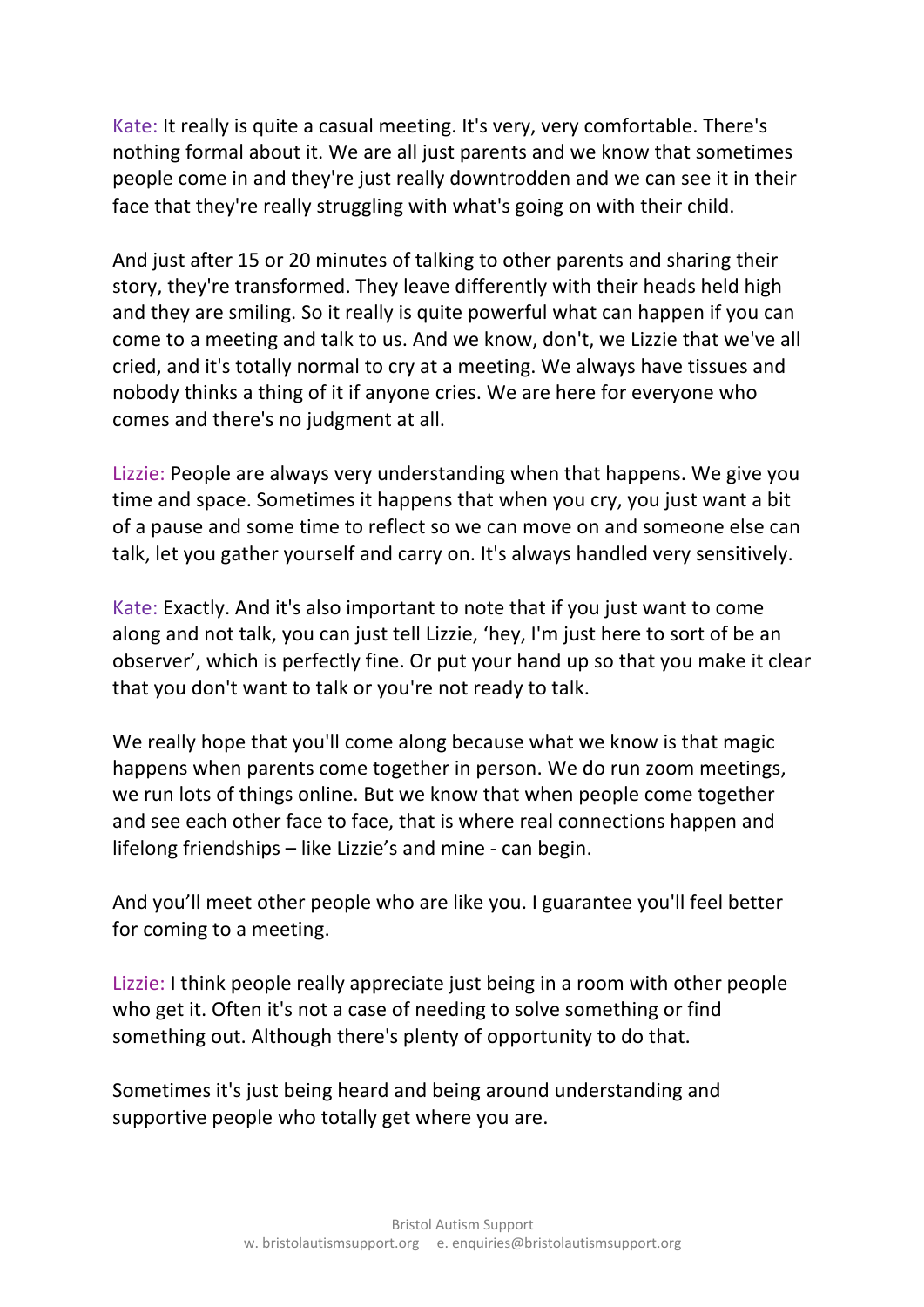Kate: It really is quite a casual meeting. It's very, very comfortable. There's nothing formal about it. We are all just parents and we know that sometimes people come in and they're just really downtrodden and we can see it in their face that they're really struggling with what's going on with their child.

And just after 15 or 20 minutes of talking to other parents and sharing their story, they're transformed. They leave differently with their heads held high and they are smiling. So it really is quite powerful what can happen if you can come to a meeting and talk to us. And we know, don't, we Lizzie that we've all cried, and it's totally normal to cry at a meeting. We always have tissues and nobody thinks a thing of it if anyone cries. We are here for everyone who comes and there's no judgment at all.

Lizzie: People are always very understanding when that happens. We give you time and space. Sometimes it happens that when you cry, you just want a bit of a pause and some time to reflect so we can move on and someone else can talk, let you gather yourself and carry on. It's always handled very sensitively.

Kate: Exactly. And it's also important to note that if you just want to come along and not talk, you can just tell Lizzie, 'hey, I'm just here to sort of be an observer', which is perfectly fine. Or put your hand up so that you make it clear that you don't want to talk or you're not ready to talk.

We really hope that you'll come along because what we know is that magic happens when parents come together in person. We do run zoom meetings, we run lots of things online. But we know that when people come together and see each other face to face, that is where real connections happen and lifelong friendships – like Lizzie's and mine - can begin.

And you'll meet other people who are like you. I guarantee you'll feel better for coming to a meeting.

Lizzie: I think people really appreciate just being in a room with other people who get it. Often it's not a case of needing to solve something or find something out. Although there's plenty of opportunity to do that.

Sometimes it's just being heard and being around understanding and supportive people who totally get where you are.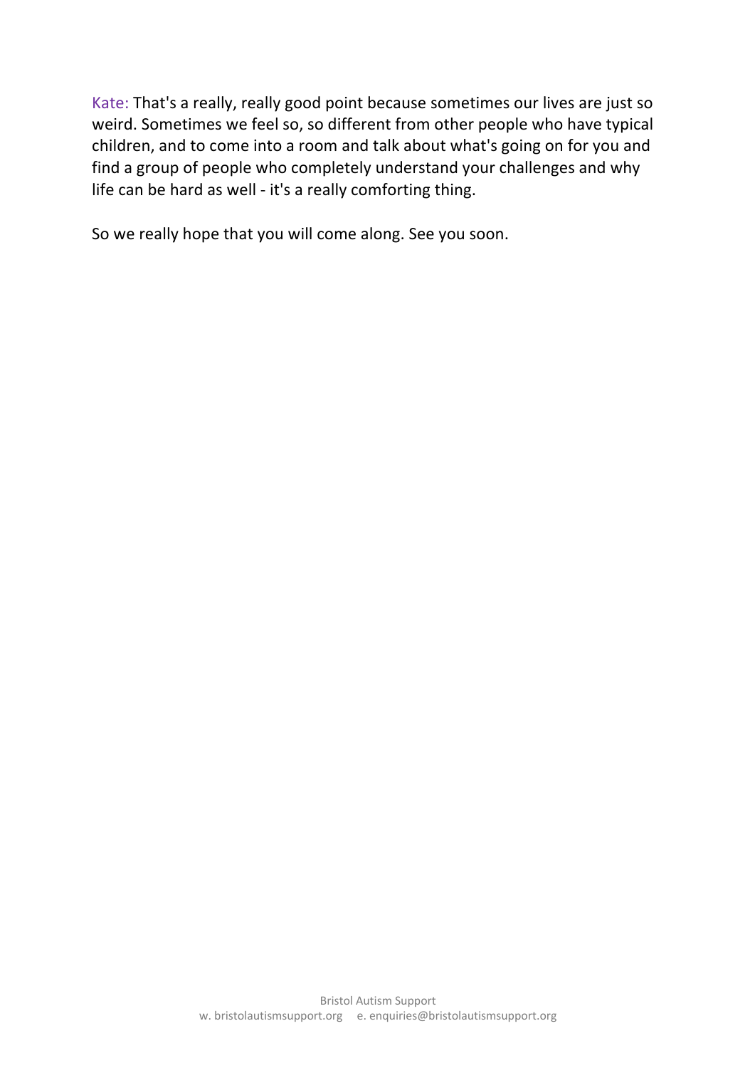Kate: That's a really, really good point because sometimes our lives are just so weird. Sometimes we feel so, so different from other people who have typical children, and to come into a room and talk about what's going on for you and find a group of people who completely understand your challenges and why life can be hard as well - it's a really comforting thing.

So we really hope that you will come along. See you soon.